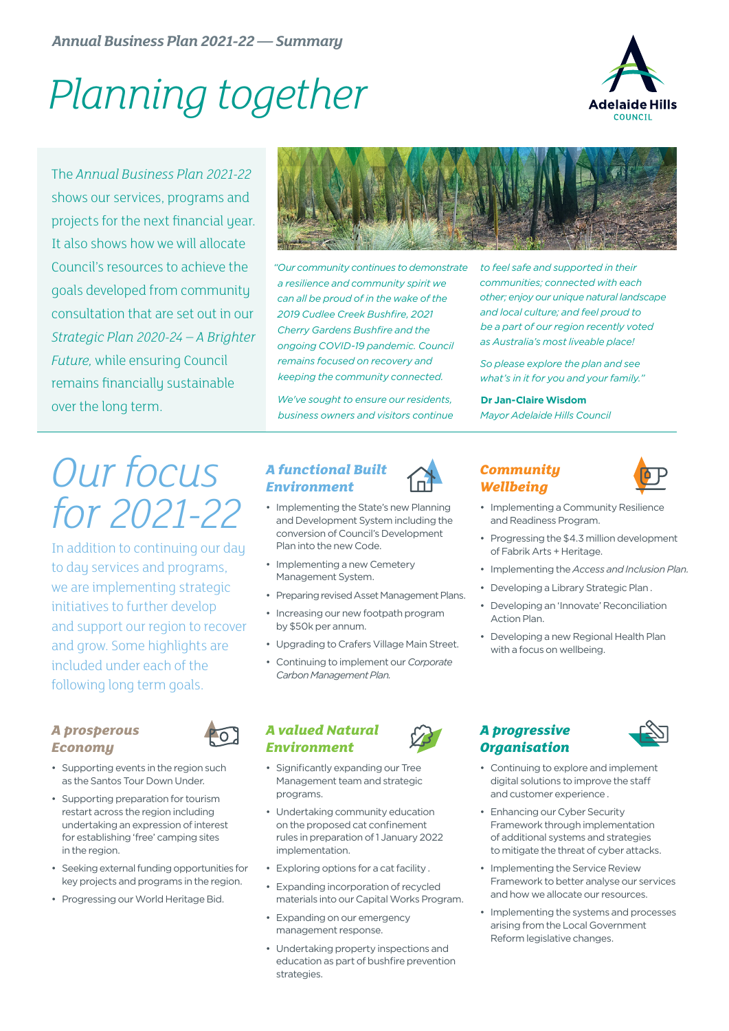*Annual Business Plan 2021-22 — Summary*

# *Planning together*

Adelaide Hills COUNCIL

The *Annual Business Plan 2021-22* shows our services, programs and projects for the next financial year. It also shows how we will allocate Council's resources to achieve the goals developed from community consultation that are set out in our *Strategic Plan 2020-24 – A Brighter Future*, while ensuring Council remains financially sustainable over the long term.

*"Our community continues to demonstrate a resilience and community spirit we can all be proud of in the wake of the 2019 Cudlee Creek Bushfire, 2021 Cherry Gardens Bushfire and the ongoing COVID-19 pandemic. Council remains focused on recovery and keeping the community connected.*

*We've sought to ensure our residents, business owners and visitors continue to feel safe and supported in their communities; connected with each other; enjoy our unique natural landscape and local culture; and feel proud to be a part of our region recently voted as Australia's most liveable place!*

*So please explore the plan and see what's in it for you and your family."*

**Dr Jan-Claire Wisdom**
*Mayor Adelaide Hills Council*

# *Our focus for 2021-22*

In addition to continuing our day to day services and programs, we are implementing strategic initiatives to further develop and support our region to recover and grow. Some highlights are included under each of the following long term goals.

### *A functional Built Environment*

- Implementing the State's new Planning and Development System including the conversion of Council's Development Plan into the new Code.
- Implementing a new Cemetery Management System.
- Preparing revised Asset Management Plans.
- Increasing our new footpath program by $50k per annum.
- Upgrading to Crafers Village Main Street.
- Continuing to implement our *Corporate Carbon Management Plan.*

### *Community Wellbeing*

- Implementing a Community Resilience and Readiness Program.
- Progressing the $4.3 million development of Fabrik Arts + Heritage.
- Implementing the *Access and Inclusion Plan.*
- Developing a Library Strategic Plan .
- Developing an 'Innovate' Reconciliation Action Plan.
- Developing a new Regional Health Plan with a focus on wellbeing.

### *A prosperous Economy*

- Supporting events in the region such as the Santos Tour Down Under.
- Supporting preparation for tourism restart across the region including undertaking an expression of interest for establishing 'free' camping sites in the region.
- Seeking external funding opportunities for key projects and programs in the region.
- Progressing our World Heritage Bid.

### *A valued Natural Environment*

- Significantly expanding our Tree Management team and strategic programs.
- Undertaking community education on the proposed cat confinement rules in preparation of 1 January 2022 implementation.
- Exploring options for a cat facility .
- Expanding incorporation of recycled materials into our Capital Works Program.
- Expanding on our emergency management response.
- Undertaking property inspections and education as part of bushfire prevention strategies.

### *A progressive Organisation*

- Continuing to explore and implement digital solutions to improve the staff and customer experience .
- Enhancing our Cyber Security Framework through implementation of additional systems and strategies to mitigate the threat of cyber attacks.
- Implementing the Service Review Framework to better analyse our services and how we allocate our resources.
- Implementing the systems and processes arising from the Local Government Reform legislative changes.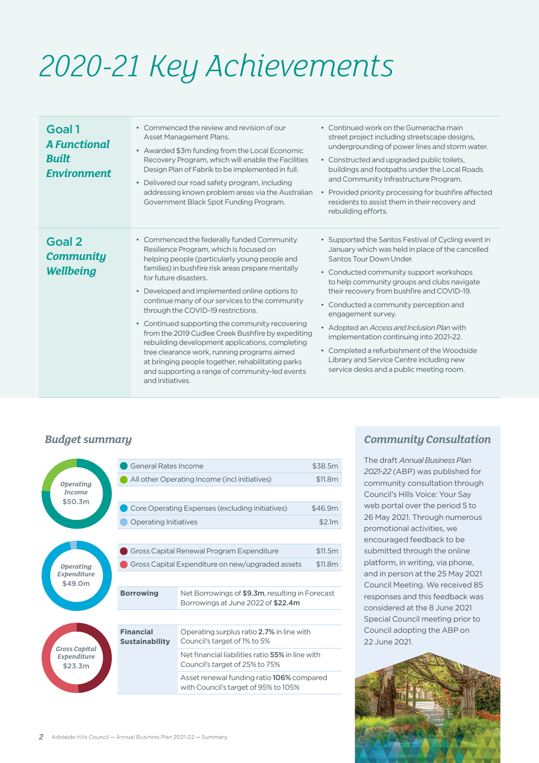# 2020-21 Key Achievements

## Goal 1 *A Functional Built Environment*

- Commenced the review and revision of our Asset Management Plans.
- Awarded $3m funding from the Local Economic Recovery Program, which will enable the Facilities Design Plan of Fabrik to be implemented in full.
- Delivered our road safety program, including addressing known problem areas via the Australian Government Black Spot Funding Program.
- Continued work on the Gumeracha main street project including streetscape designs, undergrounding of power lines and storm water.
- Constructed and upgraded public toilets, buildings and footpaths under the Local Roads and Community Infrastructure Program.
- Provided priority processing for bushfire affected residents to assist them in their recovery and rebuilding efforts.

## Goal 2 *Community Wellbeing*

- Commenced the federally funded Community Resilience Program, which is focused on helping people (particularly young people and families) in bushfire risk areas prepare mentally for future disasters.
- Developed and implemented online options to continue many of our services to the community through the COVID-19 restrictions.
- Continued supporting the community recovering from the 2019 Cudlee Creek Bushfire by expediting rebuilding development applications, completing tree clearance work, running programs aimed at bringing people together, rehabilitating parks and supporting a range of community-led events and initiatives.
- Supported the Santos Festival of Cycling event in January which was held in place of the cancelled Santos Tour Down Under.
- Conducted community support workshops to help community groups and clubs navigate their recovery from bushfire and COVID-19.
- Conducted a community perception and engagement survey.
- Adopted an *Access and Inclusion Plan* with implementation continuing into 2021-22.
- Completed a refurbishment of the Woodside Library and Service Centre including new service desks and a public meeting room.

## *Budget summary*

*Operating Income* $50.3m

| Item | Amount |
|---|---|
| General Rates Income | $38.5m |
| All other Operating Income (incl initiatives) | $11.8m |

*Operating Expenditure* $49.0m

| Item | Amount |
|---|---|
| Core Operating Expenses (excluding initiatives) | $46.9m |
| Operating Initiatives | $2.1m |

*Gross Capital Expenditure* $23.3m

| Item | Amount |
|---|---|
| Gross Capital Renewal Program Expenditure | $11.5m |
| Gross Capital Expenditure on new/upgraded assets | $11.8m |

| | |
|---|---|
| **Borrowing** | Net Borrowings of **$9.3m**, resulting in Forecast Borrowings at June 2022 of **$22.4m** |
| **Financial Sustainability** | Operating surplus ratio **2.7%** in line with Council's target of 1% to 5% |
| | Net financial liabilities ratio **55%** in line with Council's target of 25% to 75% |
| | Asset renewal funding ratio **106%** compared with Council's target of 95% to 105% |

## *Community Consultation*

The draft *Annual Business Plan 2021-22* (ABP) was published for community consultation through Council's Hills Voice: Your Say web portal over the period 5 to 26 May 2021. Through numerous promotional activities, we encouraged feedback to be submitted through the online platform, in writing, via phone, and in person at the 25 May 2021 Council Meeting. We received 85 responses and this feedback was considered at the 8 June 2021 Special Council meeting prior to Council adopting the ABP on 22 June 2021.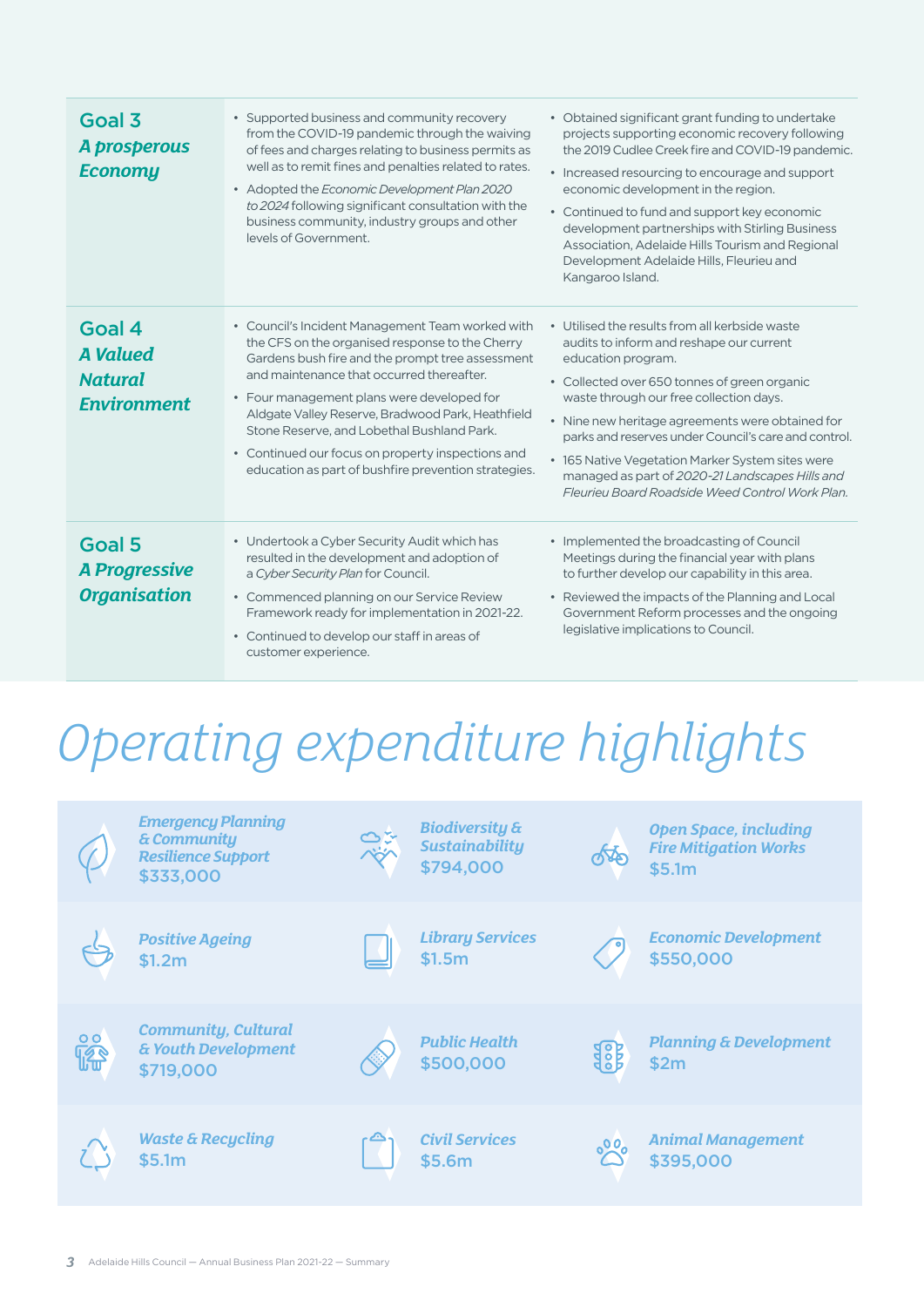| Goal | | |
|---|---|---|
| **Goal 3** ***A prosperous Economy*** | • Supported business and community recovery from the COVID-19 pandemic through the waiving of fees and charges relating to business permits as well as to remit fines and penalties related to rates.<br>• Adopted the *Economic Development Plan 2020 to 2024* following significant consultation with the business community, industry groups and other levels of Government. | • Obtained significant grant funding to undertake projects supporting economic recovery following the 2019 Cudlee Creek fire and COVID-19 pandemic.<br>• Increased resourcing to encourage and support economic development in the region.<br>• Continued to fund and support key economic development partnerships with Stirling Business Association, Adelaide Hills Tourism and Regional Development Adelaide Hills, Fleurieu and Kangaroo Island. |
| **Goal 4** ***A Valued Natural Environment*** | • Council's Incident Management Team worked with the CFS on the organised response to the Cherry Gardens bush fire and the prompt tree assessment and maintenance that occurred thereafter.<br>• Four management plans were developed for Aldgate Valley Reserve, Bradwood Park, Heathfield Stone Reserve, and Lobethal Bushland Park.<br>• Continued our focus on property inspections and education as part of bushfire prevention strategies. | • Utilised the results from all kerbside waste audits to inform and reshape our current education program.<br>• Collected over 650 tonnes of green organic waste through our free collection days.<br>• Nine new heritage agreements were obtained for parks and reserves under Council's care and control.<br>• 165 Native Vegetation Marker System sites were managed as part of *2020-21 Landscapes Hills and Fleurieu Board Roadside Weed Control Work Plan.* |
| **Goal 5** ***A Progressive Organisation*** | • Undertook a Cyber Security Audit which has resulted in the development and adoption of a *Cyber Security Plan* for Council.<br>• Commenced planning on our Service Review Framework ready for implementation in 2021-22.<br>• Continued to develop our staff in areas of customer experience. | • Implemented the broadcasting of Council Meetings during the financial year with plans to further develop our capability in this area.<br>• Reviewed the impacts of the Planning and Local Government Reform processes and the ongoing legislative implications to Council. |

# Operating expenditure highlights

| | | |
|---|---|---|
| ***Emergency Planning & Community Resilience Support*** $333,000 | ***Biodiversity & Sustainability*** $794,000 | ***Open Space, including Fire Mitigation Works*** $5.1m |
| ***Positive Ageing*** $1.2m | ***Library Services*** $1.5m | ***Economic Development*** $550,000 |
| ***Community, Cultural & Youth Development*** $719,000 | ***Public Health*** $500,000 | ***Planning & Development*** $2m |
| ***Waste & Recycling*** $5.1m | ***Civil Services*** $5.6m | ***Animal Management*** $395,000 |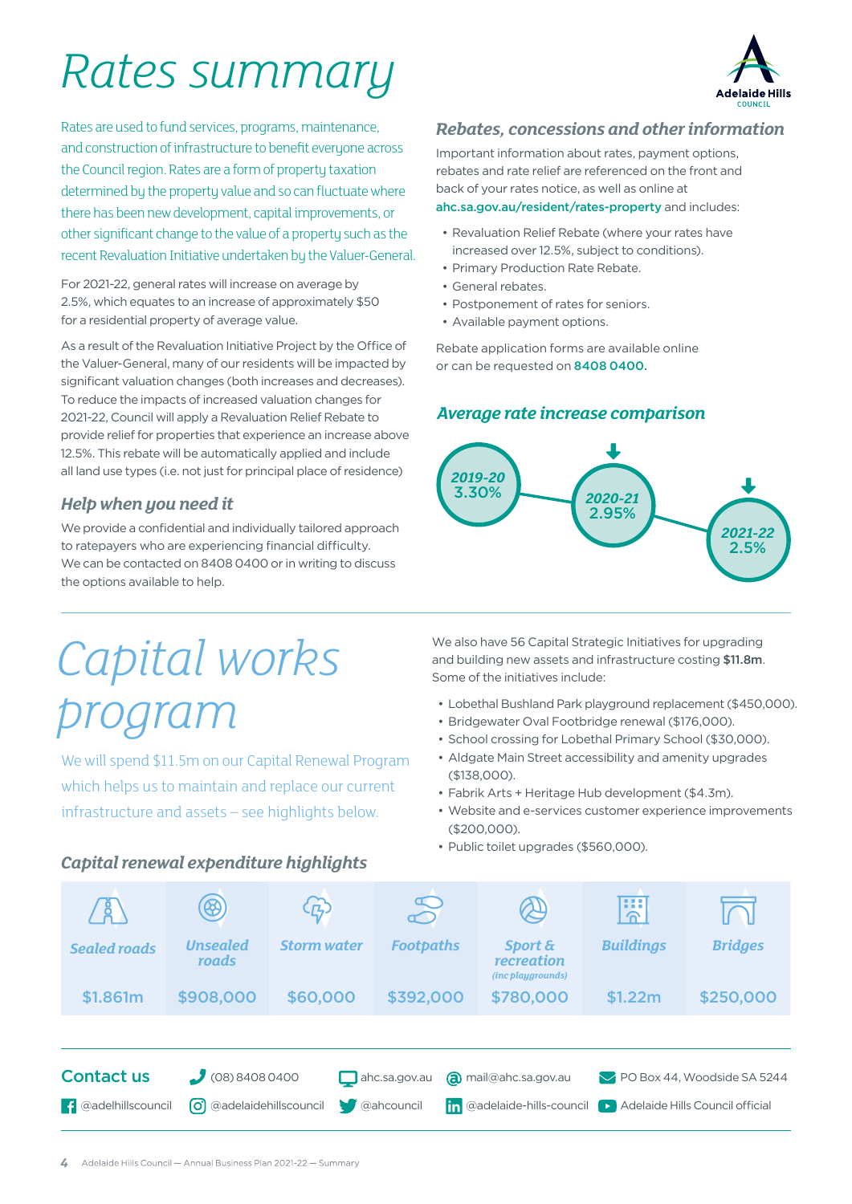# Rates summary

Rates are used to fund services, programs, maintenance, and construction of infrastructure to benefit everyone across the Council region. Rates are a form of property taxation determined by the property value and so can fluctuate where there has been new development, capital improvements, or other significant change to the value of a property such as the recent Revaluation Initiative undertaken by the Valuer-General.

For 2021-22, general rates will increase on average by 2.5%, which equates to an increase of approximately $50 for a residential property of average value.

As a result of the Revaluation Initiative Project by the Office of the Valuer-General, many of our residents will be impacted by significant valuation changes (both increases and decreases). To reduce the impacts of increased valuation changes for 2021-22, Council will apply a Revaluation Relief Rebate to provide relief for properties that experience an increase above 12.5%. This rebate will be automatically applied and include all land use types (i.e. not just for principal place of residence)

### Help when you need it

We provide a confidential and individually tailored approach to ratepayers who are experiencing financial difficulty. We can be contacted on 8408 0400 or in writing to discuss the options available to help.

### Rebates, concessions and other information

Important information about rates, payment options, rebates and rate relief are referenced on the front and back of your rates notice, as well as online at **ahc.sa.gov.au/resident/rates-property** and includes:

- Revaluation Relief Rebate (where your rates have increased over 12.5%, subject to conditions).
- Primary Production Rate Rebate.
- General rebates.
- Postponement of rates for seniors.
- Available payment options.

Rebate application forms are available online or can be requested on **8408 0400**.

### Average rate increase comparison

2019-20 3.30%

2020-21 2.95%

2021-22 2.5%

# Capital works program

We will spend $11.5m on our Capital Renewal Program which helps us to maintain and replace our current infrastructure and assets – see highlights below.

We also have 56 Capital Strategic Initiatives for upgrading and building new assets and infrastructure costing **$11.8m**. Some of the initiatives include:

- Lobethal Bushland Park playground replacement ($450,000).
- Bridgewater Oval Footbridge renewal ($176,000).
- School crossing for Lobethal Primary School ($30,000).
- Aldgate Main Street accessibility and amenity upgrades ($138,000).
- Fabrik Arts + Heritage Hub development ($4.3m).
- Website and e-services customer experience improvements ($200,000).
- Public toilet upgrades ($560,000).

### Capital renewal expenditure highlights

| Sealed roads | Unsealed roads | Storm water | Footpaths | Sport & recreation (inc playgrounds) | Buildings | Bridges |
|---|---|---|---|---|---|---|
| $1.861m | $908,000 | $60,000 | $392,000 | $780,000 | $1.22m | $250,000 |

**Contact us**

(08) 8408 0400 | ahc.sa.gov.au | mail@ahc.sa.gov.au | PO Box 44, Woodside SA 5244

@adelhillscouncil | @adelaidehillscouncil | @ahcouncil | @adelaide-hills-council | Adelaide Hills Council official